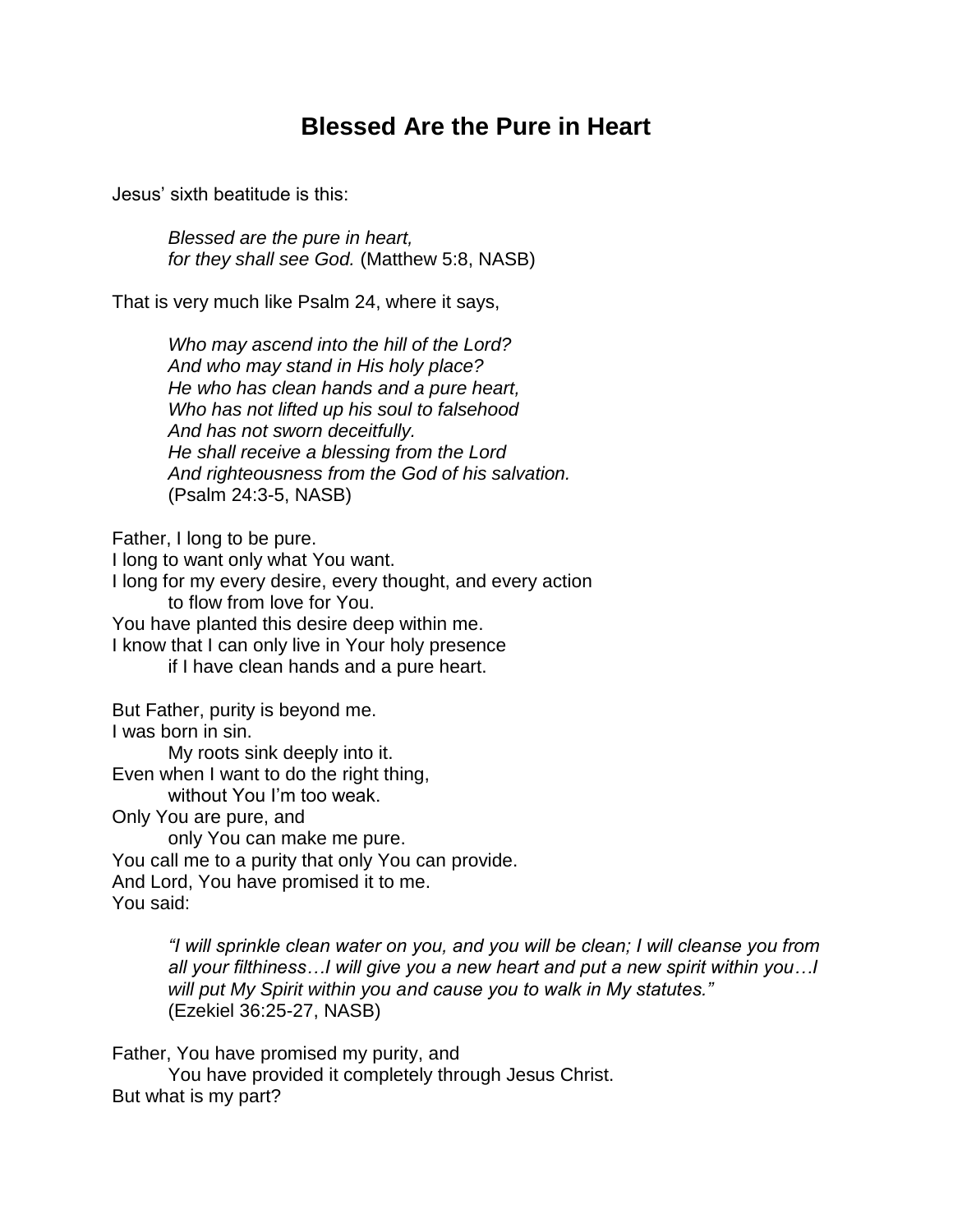# Blessed Are the Pure in Heart

Jesus' sixth beatitude is this:

> *Blessed are the pure in heart,*
> *for they shall see God.* (Matthew 5:8, NASB)

That is very much like Psalm 24, where it says,

> *Who may ascend into the hill of the Lord?*
> *And who may stand in His holy place?*
> *He who has clean hands and a pure heart,*
> *Who has not lifted up his soul to falsehood*
> *And has not sworn deceitfully.*
> *He shall receive a blessing from the Lord*
> *And righteousness from the God of his salvation.*
> (Psalm 24:3-5, NASB)

Father, I long to be pure.
I long to want only what You want.
I long for my every desire, every thought, and every action
&nbsp;&nbsp;&nbsp;&nbsp;&nbsp;&nbsp;&nbsp;&nbsp;to flow from love for You.
You have planted this desire deep within me.
I know that I can only live in Your holy presence
&nbsp;&nbsp;&nbsp;&nbsp;&nbsp;&nbsp;&nbsp;&nbsp;if I have clean hands and a pure heart.

But Father, purity is beyond me.
I was born in sin.
&nbsp;&nbsp;&nbsp;&nbsp;&nbsp;&nbsp;&nbsp;&nbsp;My roots sink deeply into it.
Even when I want to do the right thing,
&nbsp;&nbsp;&nbsp;&nbsp;&nbsp;&nbsp;&nbsp;&nbsp;without You I'm too weak.
Only You are pure, and
&nbsp;&nbsp;&nbsp;&nbsp;&nbsp;&nbsp;&nbsp;&nbsp;only You can make me pure.
You call me to a purity that only You can provide.
And Lord, You have promised it to me.
You said:

> *"I will sprinkle clean water on you, and you will be clean; I will cleanse you from all your filthiness…I will give you a new heart and put a new spirit within you…I will put My Spirit within you and cause you to walk in My statutes."*
> (Ezekiel 36:25-27, NASB)

Father, You have promised my purity, and
&nbsp;&nbsp;&nbsp;&nbsp;&nbsp;&nbsp;&nbsp;&nbsp;You have provided it completely through Jesus Christ.
But what is my part?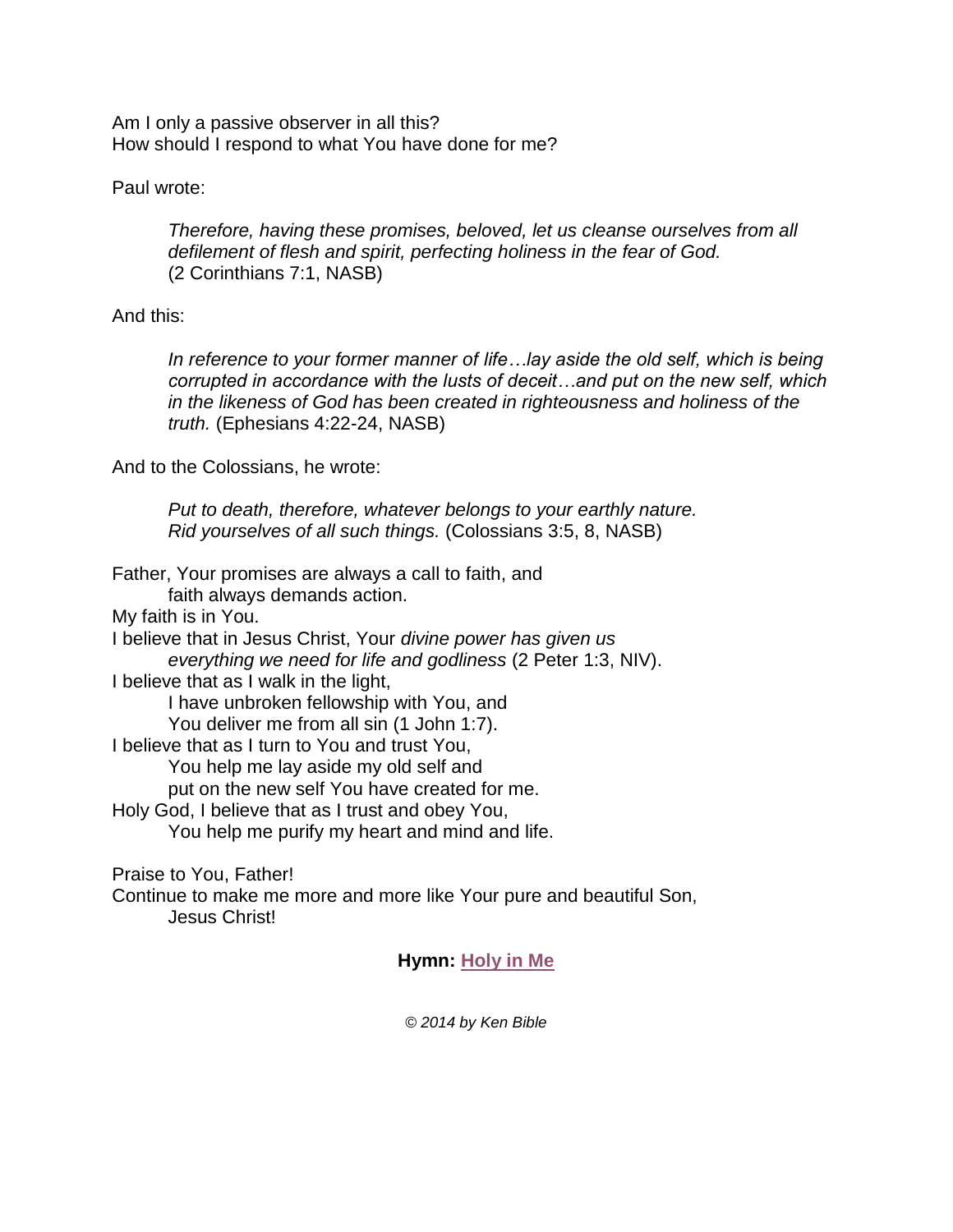Am I only a passive observer in all this?  
How should I respond to what You have done for me?

Paul wrote:

> *Therefore, having these promises, beloved, let us cleanse ourselves from all defilement of flesh and spirit, perfecting holiness in the fear of God.*  
> (2 Corinthians 7:1, NASB)

And this:

> *In reference to your former manner of life…lay aside the old self, which is being corrupted in accordance with the lusts of deceit…and put on the new self, which in the likeness of God has been created in righteousness and holiness of the truth.* (Ephesians 4:22-24, NASB)

And to the Colossians, he wrote:

> *Put to death, therefore, whatever belongs to your earthly nature.*  
> *Rid yourselves of all such things.* (Colossians 3:5, 8, NASB)

Father, Your promises are always a call to faith, and  
&nbsp;&nbsp;&nbsp;&nbsp;&nbsp;&nbsp;&nbsp;&nbsp;faith always demands action.  
My faith is in You.  
I believe that in Jesus Christ, Your *divine power has given us*  
&nbsp;&nbsp;&nbsp;&nbsp;&nbsp;&nbsp;&nbsp;&nbsp;*everything we need for life and godliness* (2 Peter 1:3, NIV).  
I believe that as I walk in the light,  
&nbsp;&nbsp;&nbsp;&nbsp;&nbsp;&nbsp;&nbsp;&nbsp;I have unbroken fellowship with You, and  
&nbsp;&nbsp;&nbsp;&nbsp;&nbsp;&nbsp;&nbsp;&nbsp;You deliver me from all sin (1 John 1:7).  
I believe that as I turn to You and trust You,  
&nbsp;&nbsp;&nbsp;&nbsp;&nbsp;&nbsp;&nbsp;&nbsp;You help me lay aside my old self and  
&nbsp;&nbsp;&nbsp;&nbsp;&nbsp;&nbsp;&nbsp;&nbsp;put on the new self You have created for me.  
Holy God, I believe that as I trust and obey You,  
&nbsp;&nbsp;&nbsp;&nbsp;&nbsp;&nbsp;&nbsp;&nbsp;You help me purify my heart and mind and life.

Praise to You, Father!  
Continue to make me more and more like Your pure and beautiful Son,  
&nbsp;&nbsp;&nbsp;&nbsp;&nbsp;&nbsp;&nbsp;&nbsp;Jesus Christ!

**Hymn: Holy in Me**

*© 2014 by Ken Bible*